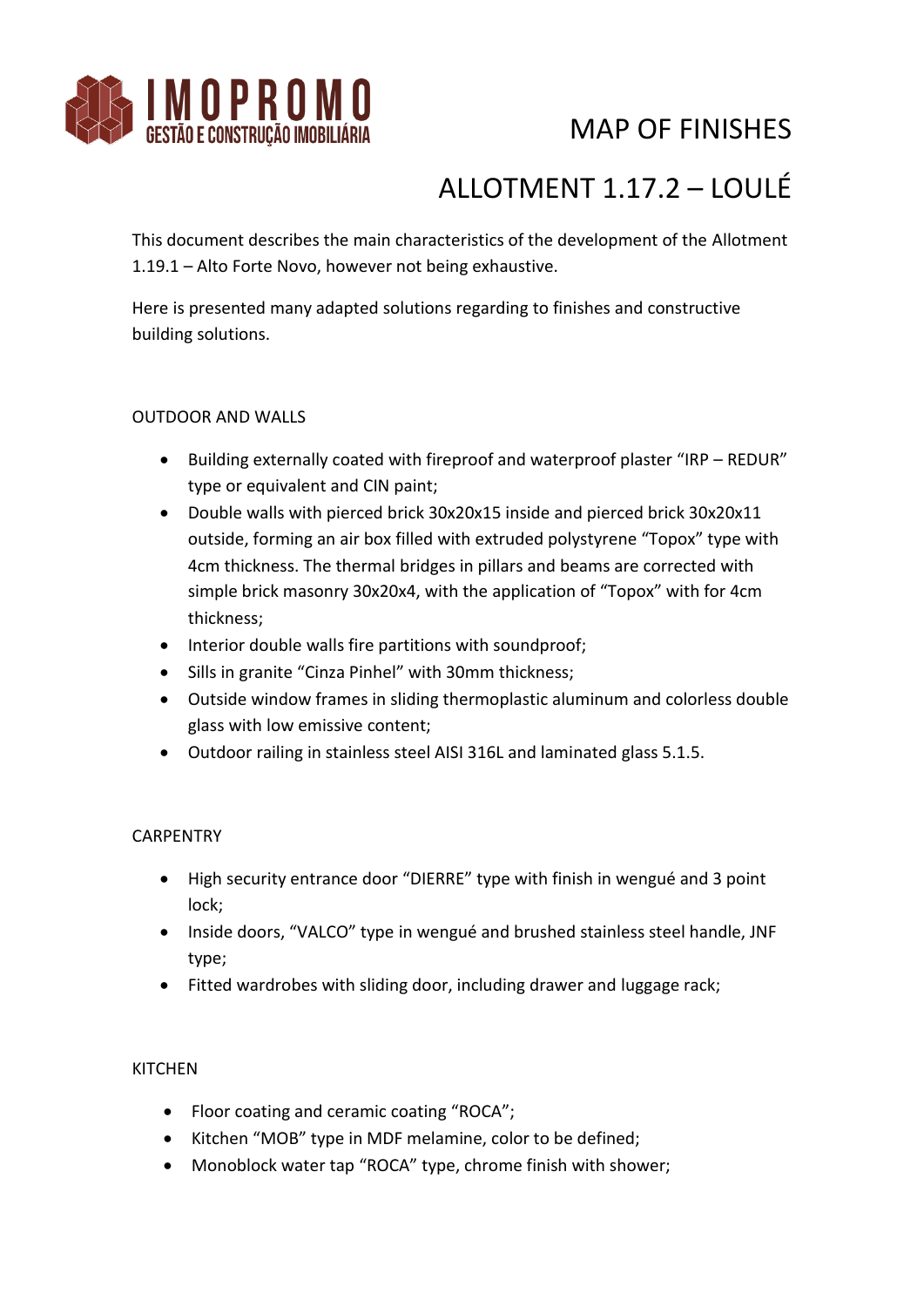IMOPROMO
GESTÃO E CONSTRUÇÃO IMOBILIÁRIA

# MAP OF FINISHES

# ALLOTMENT 1.17.2 – LOULÉ

This document describes the main characteristics of the development of the Allotment 1.19.1 – Alto Forte Novo, however not being exhaustive.

Here is presented many adapted solutions regarding to finishes and constructive building solutions.

## OUTDOOR AND WALLS

- Building externally coated with fireproof and waterproof plaster "IRP – REDUR" type or equivalent and CIN paint;
- Double walls with pierced brick 30x20x15 inside and pierced brick 30x20x11 outside, forming an air box filled with extruded polystyrene "Topox" type with 4cm thickness. The thermal bridges in pillars and beams are corrected with simple brick masonry 30x20x4, with the application of "Topox" with for 4cm thickness;
- Interior double walls fire partitions with soundproof;
- Sills in granite "Cinza Pinhel" with 30mm thickness;
- Outside window frames in sliding thermoplastic aluminum and colorless double glass with low emissive content;
- Outdoor railing in stainless steel AISI 316L and laminated glass 5.1.5.

## CARPENTRY

- High security entrance door "DIERRE" type with finish in wengué and 3 point lock;
- Inside doors, "VALCO" type in wengué and brushed stainless steel handle, JNF type;
- Fitted wardrobes with sliding door, including drawer and luggage rack;

## KITCHEN

- Floor coating and ceramic coating "ROCA";
- Kitchen "MOB" type in MDF melamine, color to be defined;
- Monoblock water tap "ROCA" type, chrome finish with shower;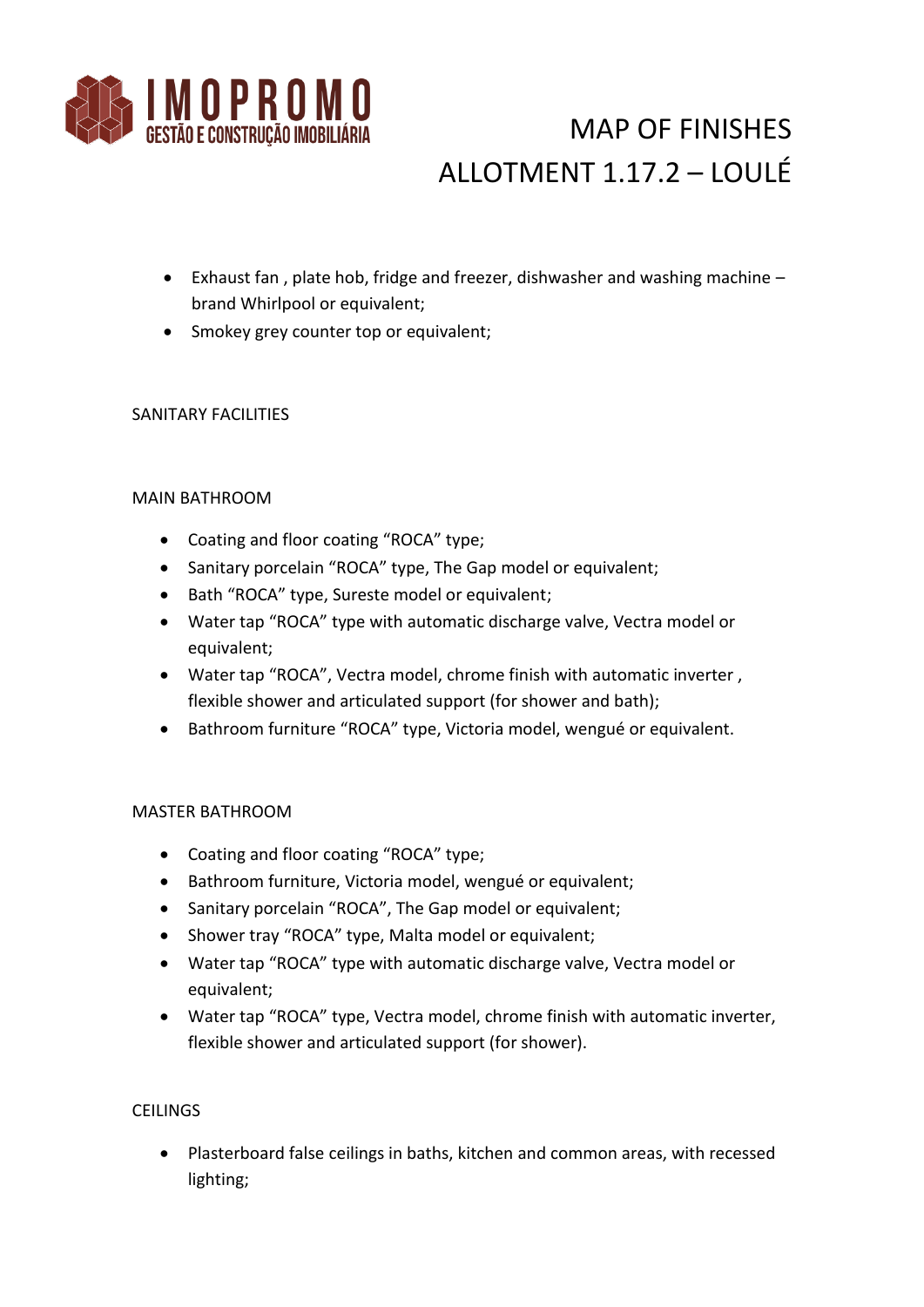- Exhaust fan , plate hob, fridge and freezer, dishwasher and washing machine – brand Whirlpool or equivalent;
- Smokey grey counter top or equivalent;

SANITARY FACILITIES

MAIN BATHROOM

- Coating and floor coating “ROCA” type;
- Sanitary porcelain “ROCA” type, The Gap model or equivalent;
- Bath “ROCA” type, Sureste model or equivalent;
- Water tap “ROCA” type with automatic discharge valve, Vectra model or equivalent;
- Water tap “ROCA”, Vectra model, chrome finish with automatic inverter , flexible shower and articulated support (for shower and bath);
- Bathroom furniture “ROCA” type, Victoria model, wengué or equivalent.

MASTER BATHROOM

- Coating and floor coating “ROCA” type;
- Bathroom furniture, Victoria model, wengué or equivalent;
- Sanitary porcelain “ROCA”, The Gap model or equivalent;
- Shower tray “ROCA” type, Malta model or equivalent;
- Water tap “ROCA” type with automatic discharge valve, Vectra model or equivalent;
- Water tap “ROCA” type, Vectra model, chrome finish with automatic inverter, flexible shower and articulated support (for shower).

CEILINGS

- Plasterboard false ceilings in baths, kitchen and common areas, with recessed lighting;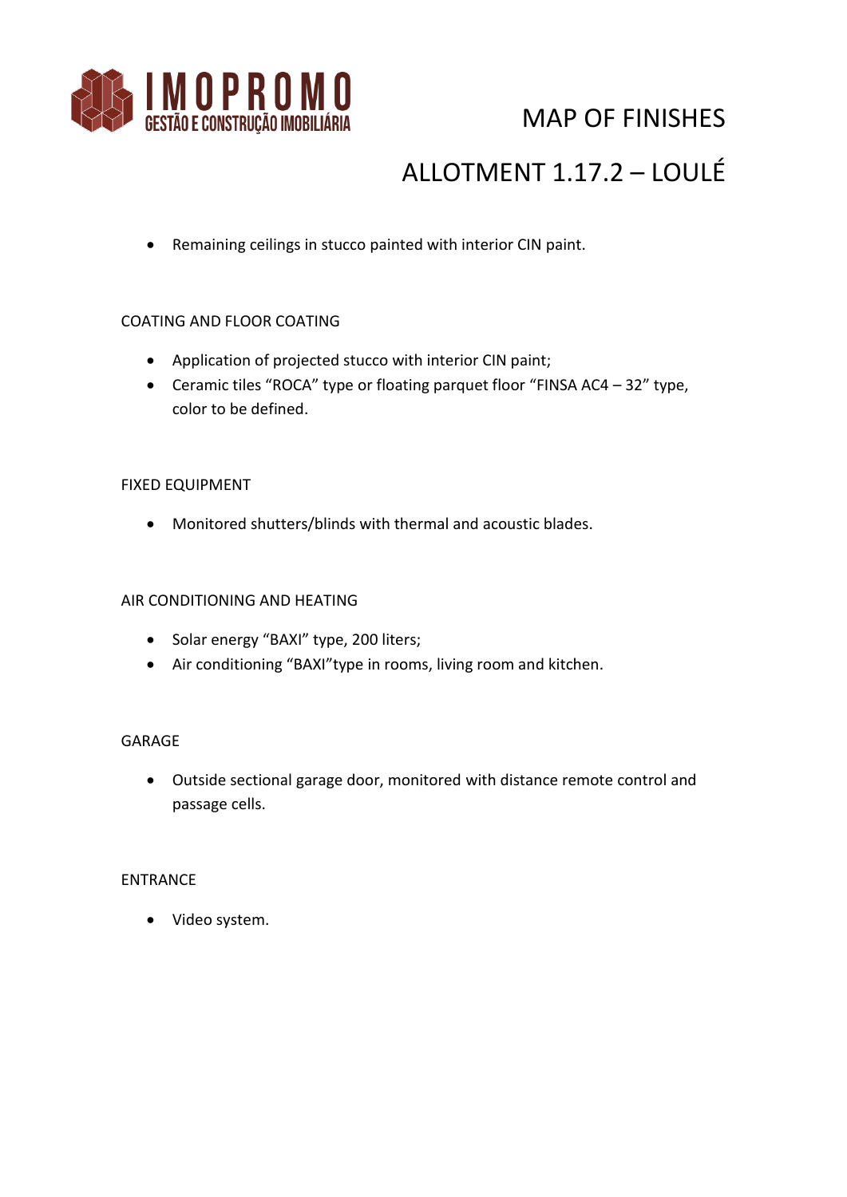- Remaining ceilings in stucco painted with interior CIN paint.

COATING AND FLOOR COATING

- Application of projected stucco with interior CIN paint;
- Ceramic tiles “ROCA” type or floating parquet floor “FINSA AC4 – 32” type, color to be defined.

FIXED EQUIPMENT

- Monitored shutters/blinds with thermal and acoustic blades.

AIR CONDITIONING AND HEATING

- Solar energy “BAXI” type, 200 liters;
- Air conditioning “BAXI”type in rooms, living room and kitchen.

GARAGE

- Outside sectional garage door, monitored with distance remote control and passage cells.

ENTRANCE

- Video system.